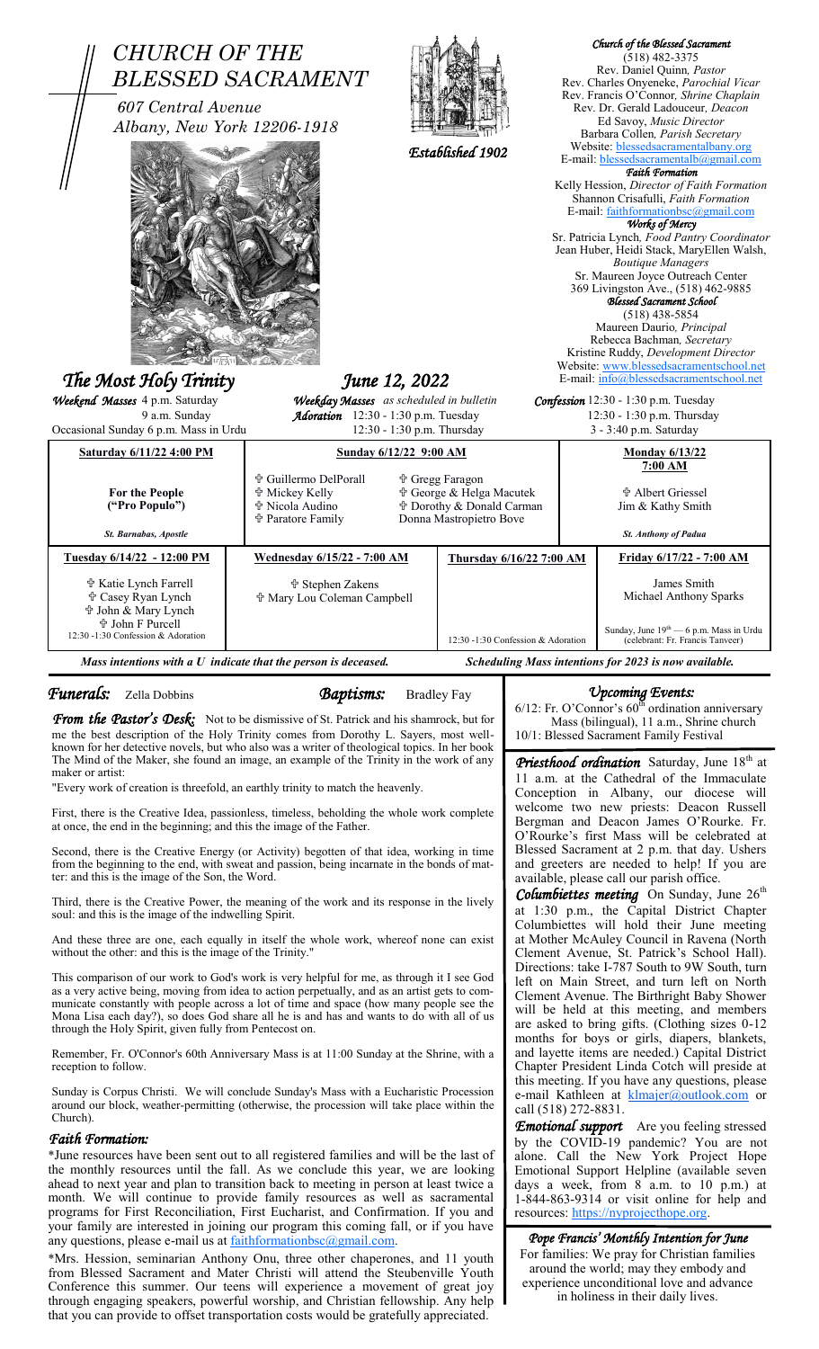# CHURCH OF THE BLESSED SACRAMENT

*607 Central Avenue*
*Albany, New York 12206-1918*

*Established 1902*

*Church of the Blessed Sacrament*
(518) 482-3375
Rev. Daniel Quinn, *Pastor*
Rev. Charles Onyeneke, *Parochial Vicar*
Rev. Francis O'Connor, *Shrine Chaplain*
Rev. Dr. Gerald Ladouceur, *Deacon*
Ed Savoy, *Music Director*
Barbara Collen, *Parish Secretary*
Website: blessedsacramentalbany.org
E-mail: blessedsacramentalb@gmail.com

*Faith Formation*
Kelly Hession, *Director of Faith Formation*
Shannon Crisafulli, *Faith Formation*
E-mail: faithformationbsc@gmail.com

*Works of Mercy*
Sr. Patricia Lynch, *Food Pantry Coordinator*
Jean Huber, Heidi Stack, MaryEllen Walsh, *Boutique Managers*
Sr. Maureen Joyce Outreach Center
369 Livingston Ave., (518) 462-9885

*Blessed Sacrament School*
(518) 438-5854
Maureen Daurio, *Principal*
Rebecca Bachman, *Secretary*
Kristine Ruddy, *Development Director*
Website: www.blessedsacramentschool.net
E-mail: info@blessedsacramentschool.net

## *The Most Holy Trinity* — *June 12, 2022*

***Weekend Masses*** 4 p.m. Saturday
9 a.m. Sunday
Occasional Sunday 6 p.m. Mass in Urdu

***Weekday Masses*** *as scheduled in bulletin*
***Adoration*** 12:30 - 1:30 p.m. Tuesday
12:30 - 1:30 p.m. Thursday

***Confession*** 12:30 - 1:30 p.m. Tuesday
12:30 - 1:30 p.m. Thursday
3 - 3:40 p.m. Saturday

| **Saturday 6/11/22 4:00 PM** | **Sunday 6/12/22 9:00 AM** | | **Monday 6/13/22 7:00 AM** |
|---|---|---|---|
| **For the People ("Pro Populo")** *St. Barnabas, Apostle* | ✝ Guillermo DelPorall ✝ Mickey Kelly ✝ Nicola Audino ✝ Paratore Family | ✝ Gregg Faragon ✝ George & Helga Macutek ✝ Dorothy & Donald Carman Donna Mastropietro Bove | ✝ Albert Griessel Jim & Kathy Smith *St. Anthony of Padua* |
| **Tuesday 6/14/22 - 12:00 PM** | **Wednesday 6/15/22 - 7:00 AM** | **Thursday 6/16/22 7:00 AM** | **Friday 6/17/22 - 7:00 AM** |
| ✝ Katie Lynch Farrell ✝ Casey Ryan Lynch ✝ John & Mary Lynch ✝ John F Purcell 12:30 -1:30 Confession & Adoration | ✝ Stephen Zakens ✝ Mary Lou Coleman Campbell | 12:30 -1:30 Confession & Adoration | James Smith Michael Anthony Sparks Sunday, June 19th — 6 p.m. Mass in Urdu (celebrant: Fr. Francis Tanveer) |

*Mass intentions with a ✝ indicate that the person is deceased.* *Scheduling Mass intentions for 2023 is now available.*

***Funerals:*** Zella Dobbins ***Baptisms:*** Bradley Fay

***From the Pastor's Desk:*** Not to be dismissive of St. Patrick and his shamrock, but for me the best description of the Holy Trinity comes from Dorothy L. Sayers, most well-known for her detective novels, but who also was a writer of theological topics. In her book The Mind of the Maker, she found an image, an example of the Trinity in the work of any maker or artist:

"Every work of creation is threefold, an earthly trinity to match the heavenly.

First, there is the Creative Idea, passionless, timeless, beholding the whole work complete at once, the end in the beginning; and this the image of the Father.

Second, there is the Creative Energy (or Activity) begotten of that idea, working in time from the beginning to the end, with sweat and passion, being incarnate in the bonds of matter: and this is the image of the Son, the Word.

Third, there is the Creative Power, the meaning of the work and its response in the lively soul: and this is the image of the indwelling Spirit.

And these three are one, each equally in itself the whole work, whereof none can exist without the other: and this is the image of the Trinity."

This comparison of our work to God's work is very helpful for me, as through it I see God as a very active being, moving from idea to action perpetually, and as an artist gets to communicate constantly with people across a lot of time and space (how many people see the Mona Lisa each day?), so does God share all he is and has and wants to do with all of us through the Holy Spirit, given fully from Pentecost on.

Remember, Fr. O'Connor's 60th Anniversary Mass is at 11:00 Sunday at the Shrine, with a reception to follow.

Sunday is Corpus Christi. We will conclude Sunday's Mass with a Eucharistic Procession around our block, weather-permitting (otherwise, the procession will take place within the Church).

### *Faith Formation:*

*June resources have been sent out to all registered families and will be the last of the monthly resources until the fall. As we conclude this year, we are looking ahead to next year and plan to transition back to meeting in person at least twice a month. We will continue to provide family resources as well as sacramental programs for First Reconciliation, First Eucharist, and Confirmation. If you and your family are interested in joining our program this coming fall, or if you have any questions, please e-mail us at faithformationbsc@gmail.com.

*Mrs. Hession, seminarian Anthony Onu, three other chaperones, and 11 youth from Blessed Sacrament and Mater Christi will attend the Steubenville Youth Conference this summer. Our teens will experience a movement of great joy through engaging speakers, powerful worship, and Christian fellowship. Any help that you can provide to offset transportation costs would be gratefully appreciated.

### *Upcoming Events:*

6/12: Fr. O'Connor's 60th ordination anniversary Mass (bilingual), 11 a.m., Shrine church
10/1: Blessed Sacrament Family Festival

***Priesthood ordination*** Saturday, June 18th at 11 a.m. at the Cathedral of the Immaculate Conception in Albany, our diocese will welcome two new priests: Deacon Russell Bergman and Deacon James O'Rourke. Fr. O'Rourke's first Mass will be celebrated at Blessed Sacrament at 2 p.m. that day. Ushers and greeters are needed to help! If you are available, please call our parish office.

***Columbiettes meeting*** On Sunday, June 26th at 1:30 p.m., the Capital District Chapter Columbiettes will hold their June meeting at Mother McAuley Council in Ravena (North Clement Avenue, St. Patrick's School Hall). Directions: take I-787 South to 9W South, turn left on Main Street, and turn left on North Clement Avenue. The Birthright Baby Shower will be held at this meeting, and members are asked to bring gifts. (Clothing sizes 0-12 months for boys or girls, diapers, blankets, and layette items are needed.) Capital District Chapter President Linda Cotch will preside at this meeting. If you have any questions, please e-mail Kathleen at klmajer@outlook.com or call (518) 272-8831.

***Emotional support*** Are you feeling stressed by the COVID-19 pandemic? You are not alone. Call the New York Project Hope Emotional Support Helpline (available seven days a week, from 8 a.m. to 10 p.m.) at 1-844-863-9314 or visit online for help and resources: https://nyprojecthope.org.

### *Pope Francis' Monthly Intention for June*

For families: We pray for Christian families around the world; may they embody and experience unconditional love and advance in holiness in their daily lives.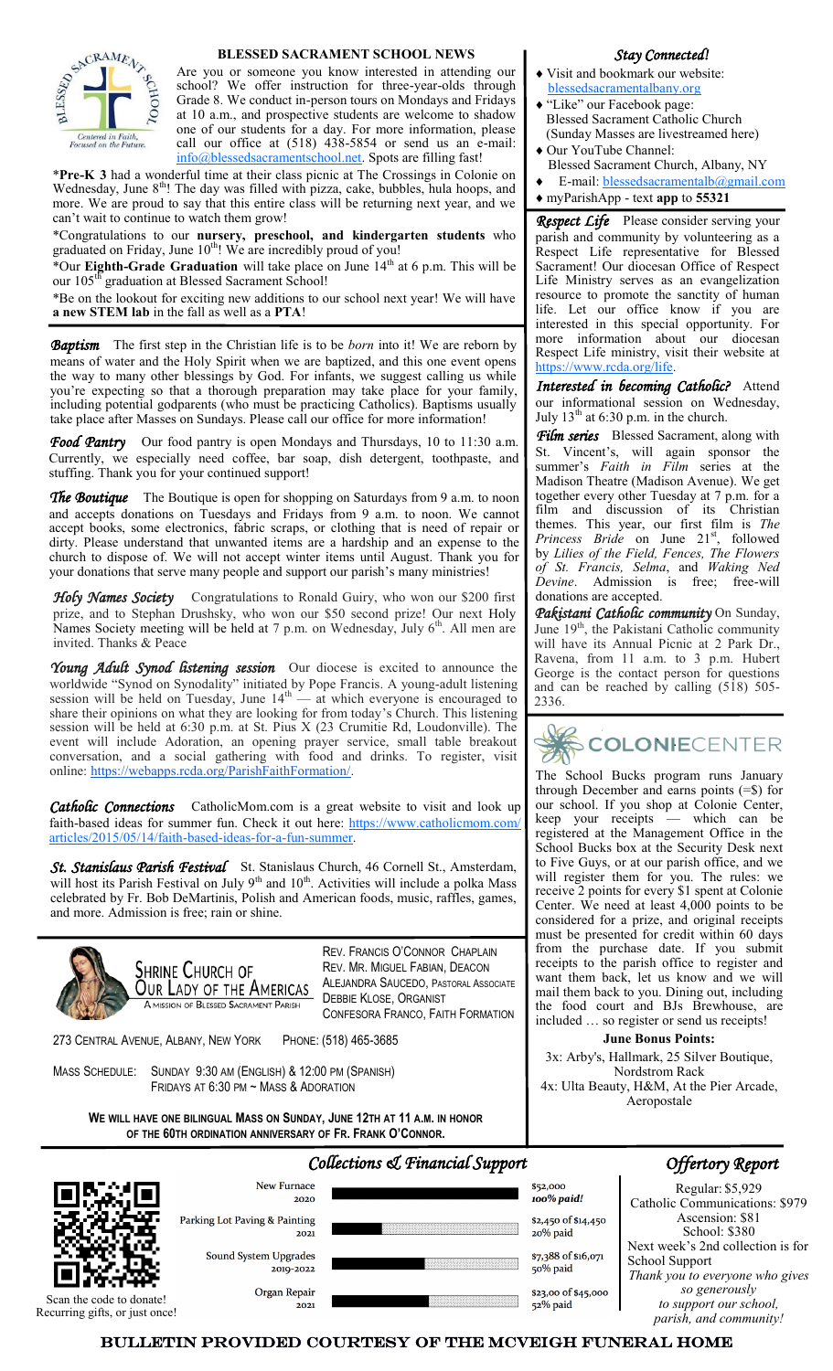## BLESSED SACRAMENT SCHOOL NEWS

Are you or someone you know interested in attending our school? We offer instruction for three-year-olds through Grade 8. We conduct in-person tours on Mondays and Fridays at 10 a.m., and prospective students are welcome to shadow one of our students for a day. For more information, please call our office at (518) 438-5854 or send us an e-mail: info@blessedsacramentschool.net. Spots are filling fast!

*__Pre-K 3__ had a wonderful time at their class picnic at The Crossings in Colonie on Wednesday, June 8th! The day was filled with pizza, cake, bubbles, hula hoops, and more. We are proud to say that this entire class will be returning next year, and we can't wait to continue to watch them grow!

*Congratulations to our **nursery, preschool, and kindergarten students** who graduated on Friday, June 10th! We are incredibly proud of you!

*Our **Eighth-Grade Graduation** will take place on June 14th at 6 p.m. This will be our 105th graduation at Blessed Sacrament School!

*Be on the lookout for exciting new additions to our school next year! We will have **a new STEM lab** in the fall as well as a **PTA**!

***Baptism*** The first step in the Christian life is to be *born* into it! We are reborn by means of water and the Holy Spirit when we are baptized, and this one event opens the way to many other blessings by God. For infants, we suggest calling us while you're expecting so that a thorough preparation may take place for your family, including potential godparents (who must be practicing Catholics). Baptisms usually take place after Masses on Sundays. Please call our office for more information!

***Food Pantry*** Our food pantry is open Mondays and Thursdays, 10 to 11:30 a.m. Currently, we especially need coffee, bar soap, dish detergent, toothpaste, and stuffing. Thank you for your continued support!

***The Boutique*** The Boutique is open for shopping on Saturdays from 9 a.m. to noon and accepts donations on Tuesdays and Fridays from 9 a.m. to noon. We cannot accept books, some electronics, fabric scraps, or clothing that is need of repair or dirty. Please understand that unwanted items are a hardship and an expense to the church to dispose of. We will not accept winter items until August. Thank you for your donations that serve many people and support our parish's many ministries!

***Holy Names Society*** Congratulations to Ronald Guiry, who won our $200 first prize, and to Stephan Drushsky, who won our $50 second prize! Our next Holy Names Society meeting will be held at 7 p.m. on Wednesday, July 6th. All men are invited. Thanks & Peace

***Young Adult Synod listening session*** Our diocese is excited to announce the worldwide "Synod on Synodality" initiated by Pope Francis. A young-adult listening session will be held on Tuesday, June 14th — at which everyone is encouraged to share their opinions on what they are looking for from today's Church. This listening session will be held at 6:30 p.m. at St. Pius X (23 Crumitie Rd, Loudonville). The event will include Adoration, an opening prayer service, small table breakout conversation, and a social gathering with food and drinks. To register, visit online: https://webapps.rcda.org/ParishFaithFormation/.

***Catholic Connections*** CatholicMom.com is a great website to visit and look up faith-based ideas for summer fun. Check it out here: https://www.catholicmom.com/articles/2015/05/14/faith-based-ideas-for-a-fun-summer.

***St. Stanislaus Parish Festival*** St. Stanislaus Church, 46 Cornell St., Amsterdam, will host its Parish Festival on July 9th and 10th. Activities will include a polka Mass celebrated by Fr. Bob DeMartinis, Polish and American foods, music, raffles, games, and more. Admission is free; rain or shine.

## SHRINE CHURCH OF OUR LADY OF THE AMERICAS

A MISSION OF BLESSED SACRAMENT PARISH

REV. FRANCIS O'CONNOR CHAPLAIN
REV. MR. MIGUEL FABIAN, DEACON
ALEJANDRA SAUCEDO, PASTORAL ASSOCIATE
DEBBIE KLOSE, ORGANIST
CONFESORA FRANCO, FAITH FORMATION

273 CENTRAL AVENUE, ALBANY, NEW YORK PHONE: (518) 465-3685

MASS SCHEDULE: SUNDAY 9:30 AM (ENGLISH) & 12:00 PM (SPANISH)
FRIDAYS AT 6:30 PM ~ MASS & ADORATION

**WE WILL HAVE ONE BILINGUAL MASS ON SUNDAY, JUNE 12TH AT 11 A.M. IN HONOR OF THE 60TH ORDINATION ANNIVERSARY OF FR. FRANK O'CONNOR.**

## *Stay Connected!*

- Visit and bookmark our website: blessedsacramentalbany.org
- "Like" our Facebook page: Blessed Sacrament Catholic Church (Sunday Masses are livestreamed here)
- Our YouTube Channel: Blessed Sacrament Church, Albany, NY
- E-mail: blessedsacramentalb@gmail.com
- myParishApp - text **app** to **55321**

***Respect Life*** Please consider serving your parish and community by volunteering as a Respect Life representative for Blessed Sacrament! Our diocesan Office of Respect Life Ministry serves as an evangelization resource to promote the sanctity of human life. Let our office know if you are interested in this special opportunity. For more information about our diocesan Respect Life ministry, visit their website at https://www.rcda.org/life.

***Interested in becoming Catholic?*** Attend our informational session on Wednesday, July 13th at 6:30 p.m. in the church.

***Film series*** Blessed Sacrament, along with St. Vincent's, will again sponsor the summer's *Faith in Film* series at the Madison Theatre (Madison Avenue). We get together every other Tuesday at 7 p.m. for a film and discussion of its Christian themes. This year, our first film is *The Princess Bride* on June 21st, followed by *Lilies of the Field, Fences, The Flowers of St. Francis, Selma*, and *Waking Ned Devine*. Admission is free; free-will donations are accepted.

***Pakistani Catholic community*** On Sunday, June 19th, the Pakistani Catholic community will have its Annual Picnic at 2 Park Dr., Ravena, from 11 a.m. to 3 p.m. Hubert George is the contact person for questions and can be reached by calling (518) 505-2336.

## COLONIECENTER

The School Bucks program runs January through December and earns points (=$) for our school. If you shop at Colonie Center, keep your receipts — which can be registered at the Management Office in the School Bucks box at the Security Desk next to Five Guys, or at our parish office, and we will register them for you. The rules: we receive 2 points for every $1 spent at Colonie Center. We need at least 4,000 points to be considered for a prize, and original receipts must be presented for credit within 60 days from the purchase date. If you submit receipts to the parish office to register and want them back, let us know and we will mail them back to you. Dining out, including the food court and BJs Brewhouse, are included … so register or send us receipts!

**June Bonus Points:**

3x: Arby's, Hallmark, 25 Silver Boutique, Nordstrom Rack
4x: Ulta Beauty, H&M, At the Pier Arcade, Aeropostale

## *Collections & Financial Support*

Scan the code to donate!
Recurring gifts, or just once!

New Furnace 2020
$52,000
*100% paid!*

Parking Lot Paving & Painting 2021
$2,450 of $14,450
20% paid

Sound System Upgrades 2019-2022
$7,388 of $16,071
50% paid

Organ Repair 2021
$23,00 of $45,000
52% paid

## *Offertory Report*

Regular: $5,929
Catholic Communications: $979
Ascension: $81
School: $380
Next week's 2nd collection is for School Support
*Thank you to everyone who gives so generously to support our school, parish, and community!*

BULLETIN PROVIDED COURTESY OF THE MCVEIGH FUNERAL HOME